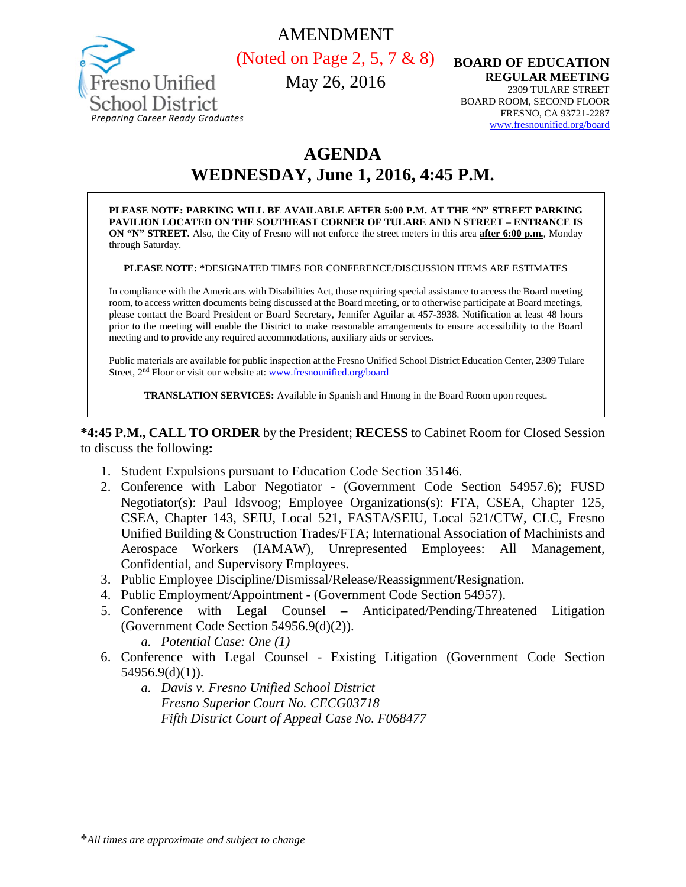AMENDMENT

(Noted on Page 2, 5, 7 & 8)

May 26, 2016

Fresno Unified School District
*Preparing Career Ready Graduates*

**BOARD OF EDUCATION**
**REGULAR MEETING**
2309 TULARE STREET
BOARD ROOM, SECOND FLOOR
FRESNO, CA 93721-2287
www.fresnounified.org/board

# AGENDA
## WEDNESDAY, June 1, 2016, 4:45 P.M.

**PLEASE NOTE: PARKING WILL BE AVAILABLE AFTER 5:00 P.M. AT THE "N" STREET PARKING PAVILION LOCATED ON THE SOUTHEAST CORNER OF TULARE AND N STREET – ENTRANCE IS ON "N" STREET.** Also, the City of Fresno will not enforce the street meters in this area **after 6:00 p.m.**, Monday through Saturday.

**PLEASE NOTE: \***DESIGNATED TIMES FOR CONFERENCE/DISCUSSION ITEMS ARE ESTIMATES

In compliance with the Americans with Disabilities Act, those requiring special assistance to access the Board meeting room, to access written documents being discussed at the Board meeting, or to otherwise participate at Board meetings, please contact the Board President or Board Secretary, Jennifer Aguilar at 457-3938. Notification at least 48 hours prior to the meeting will enable the District to make reasonable arrangements to ensure accessibility to the Board meeting and to provide any required accommodations, auxiliary aids or services.

Public materials are available for public inspection at the Fresno Unified School District Education Center, 2309 Tulare Street, 2nd Floor or visit our website at: www.fresnounified.org/board

**TRANSLATION SERVICES:** Available in Spanish and Hmong in the Board Room upon request.

**\*4:45 P.M., CALL TO ORDER** by the President; **RECESS** to Cabinet Room for Closed Session to discuss the following**:**

1. Student Expulsions pursuant to Education Code Section 35146.
2. Conference with Labor Negotiator - (Government Code Section 54957.6); FUSD Negotiator(s): Paul Idsvoog; Employee Organizations(s): FTA, CSEA, Chapter 125, CSEA, Chapter 143, SEIU, Local 521, FASTA/SEIU, Local 521/CTW, CLC, Fresno Unified Building & Construction Trades/FTA; International Association of Machinists and Aerospace Workers (IAMAW), Unrepresented Employees: All Management, Confidential, and Supervisory Employees.
3. Public Employee Discipline/Dismissal/Release/Reassignment/Resignation.
4. Public Employment/Appointment - (Government Code Section 54957).
5. Conference with Legal Counsel – Anticipated/Pending/Threatened Litigation (Government Code Section 54956.9(d)(2)).
   a. *Potential Case: One (1)*
6. Conference with Legal Counsel - Existing Litigation (Government Code Section 54956.9(d)(1)).
   a. *Davis v. Fresno Unified School District*
      *Fresno Superior Court No. CECG03718*
      *Fifth District Court of Appeal Case No. F068477*

\**All times are approximate and subject to change*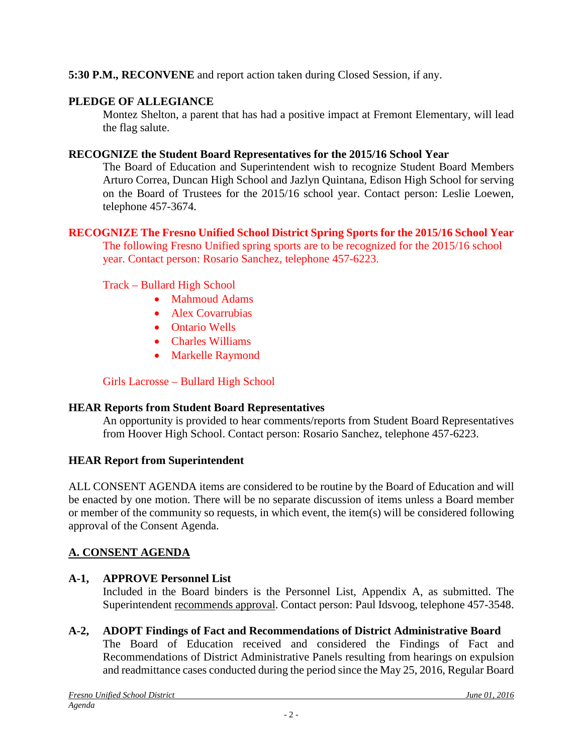**5:30 P.M., RECONVENE** and report action taken during Closed Session, if any.

**PLEDGE OF ALLEGIANCE**

Montez Shelton, a parent that has had a positive impact at Fremont Elementary, will lead the flag salute.

**RECOGNIZE the Student Board Representatives for the 2015/16 School Year**

The Board of Education and Superintendent wish to recognize Student Board Members Arturo Correa, Duncan High School and Jazlyn Quintana, Edison High School for serving on the Board of Trustees for the 2015/16 school year. Contact person: Leslie Loewen, telephone 457-3674.

**RECOGNIZE The Fresno Unified School District Spring Sports for the 2015/16 School Year**

The following Fresno Unified spring sports are to be recognized for the 2015/16 school year. Contact person: Rosario Sanchez, telephone 457-6223.

Track – Bullard High School

- Mahmoud Adams
- Alex Covarrubias
- Ontario Wells
- Charles Williams
- Markelle Raymond

Girls Lacrosse – Bullard High School

**HEAR Reports from Student Board Representatives**

An opportunity is provided to hear comments/reports from Student Board Representatives from Hoover High School. Contact person: Rosario Sanchez, telephone 457-6223.

**HEAR Report from Superintendent**

ALL CONSENT AGENDA items are considered to be routine by the Board of Education and will be enacted by one motion. There will be no separate discussion of items unless a Board member or member of the community so requests, in which event, the item(s) will be considered following approval of the Consent Agenda.

## A. CONSENT AGENDA

**A-1, APPROVE Personnel List**

Included in the Board binders is the Personnel List, Appendix A, as submitted. The Superintendent recommends approval. Contact person: Paul Idsvoog, telephone 457-3548.

**A-2, ADOPT Findings of Fact and Recommendations of District Administrative Board**

The Board of Education received and considered the Findings of Fact and Recommendations of District Administrative Panels resulting from hearings on expulsion and readmittance cases conducted during the period since the May 25, 2016, Regular Board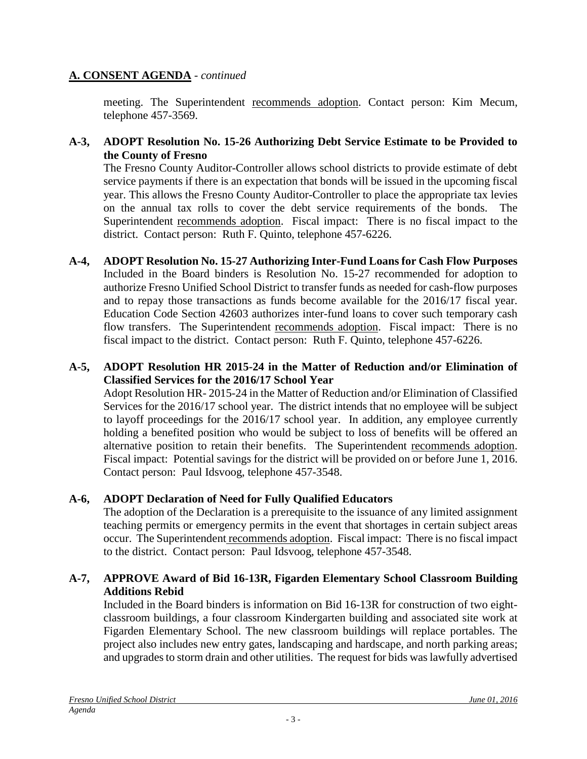## A. CONSENT AGENDA - *continued*

meeting. The Superintendent recommends adoption. Contact person: Kim Mecum, telephone 457-3569.

**A-3, ADOPT Resolution No. 15-26 Authorizing Debt Service Estimate to be Provided to the County of Fresno**

The Fresno County Auditor-Controller allows school districts to provide estimate of debt service payments if there is an expectation that bonds will be issued in the upcoming fiscal year. This allows the Fresno County Auditor-Controller to place the appropriate tax levies on the annual tax rolls to cover the debt service requirements of the bonds. The Superintendent recommends adoption. Fiscal impact: There is no fiscal impact to the district. Contact person: Ruth F. Quinto, telephone 457-6226.

**A-4, ADOPT Resolution No. 15-27 Authorizing Inter-Fund Loans for Cash Flow Purposes**

Included in the Board binders is Resolution No. 15-27 recommended for adoption to authorize Fresno Unified School District to transfer funds as needed for cash-flow purposes and to repay those transactions as funds become available for the 2016/17 fiscal year. Education Code Section 42603 authorizes inter-fund loans to cover such temporary cash flow transfers. The Superintendent recommends adoption. Fiscal impact: There is no fiscal impact to the district. Contact person: Ruth F. Quinto, telephone 457-6226.

**A-5, ADOPT Resolution HR 2015-24 in the Matter of Reduction and/or Elimination of Classified Services for the 2016/17 School Year**

Adopt Resolution HR- 2015-24 in the Matter of Reduction and/or Elimination of Classified Services for the 2016/17 school year. The district intends that no employee will be subject to layoff proceedings for the 2016/17 school year. In addition, any employee currently holding a benefited position who would be subject to loss of benefits will be offered an alternative position to retain their benefits. The Superintendent recommends adoption. Fiscal impact: Potential savings for the district will be provided on or before June 1, 2016. Contact person: Paul Idsvoog, telephone 457-3548.

**A-6, ADOPT Declaration of Need for Fully Qualified Educators**

The adoption of the Declaration is a prerequisite to the issuance of any limited assignment teaching permits or emergency permits in the event that shortages in certain subject areas occur. The Superintendent recommends adoption. Fiscal impact: There is no fiscal impact to the district. Contact person: Paul Idsvoog, telephone 457-3548.

**A-7, APPROVE Award of Bid 16-13R, Figarden Elementary School Classroom Building Additions Rebid**

Included in the Board binders is information on Bid 16-13R for construction of two eight-classroom buildings, a four classroom Kindergarten building and associated site work at Figarden Elementary School. The new classroom buildings will replace portables. The project also includes new entry gates, landscaping and hardscape, and north parking areas; and upgrades to storm drain and other utilities. The request for bids was lawfully advertised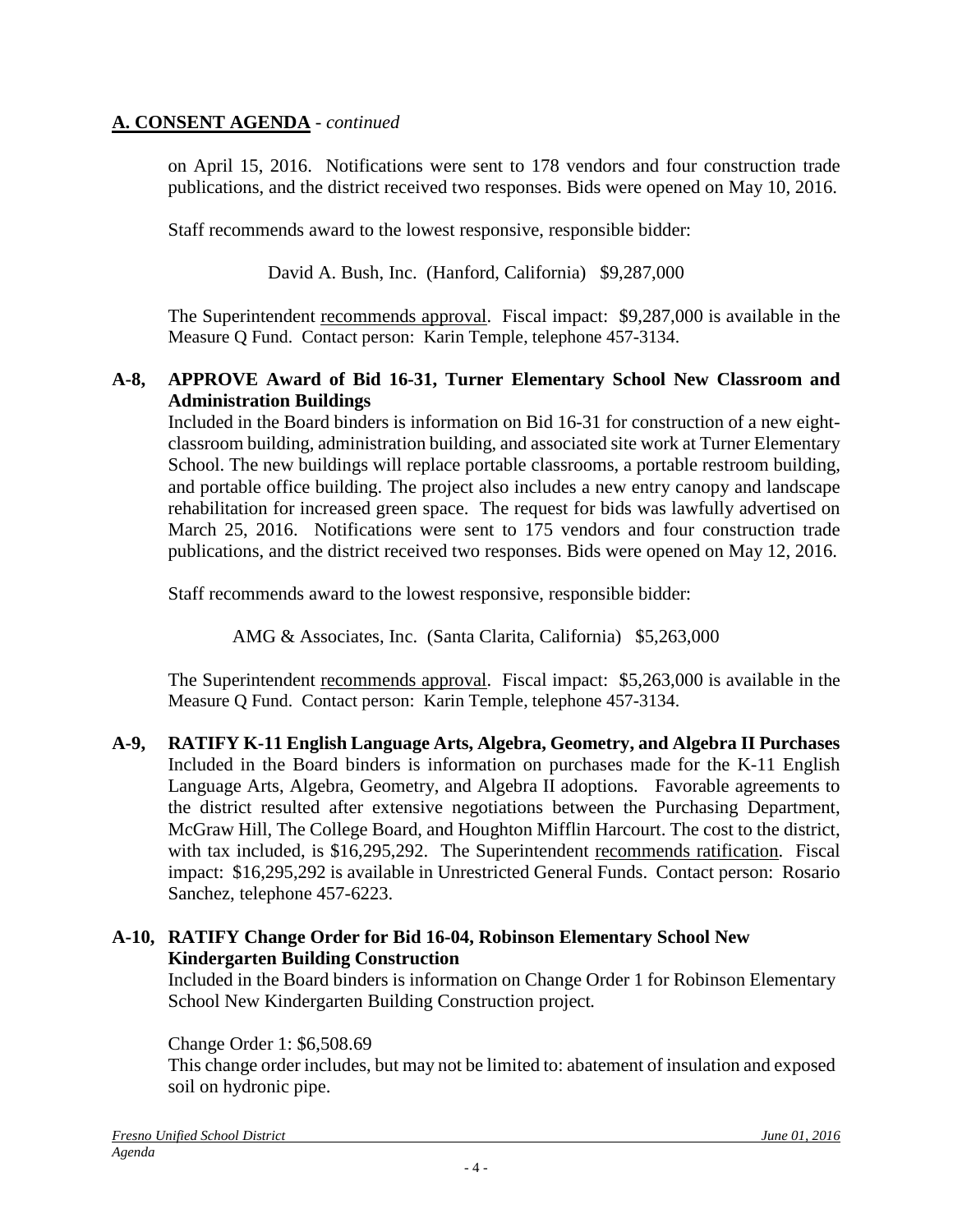## A. CONSENT AGENDA - *continued*

on April 15, 2016. Notifications were sent to 178 vendors and four construction trade publications, and the district received two responses. Bids were opened on May 10, 2016.

Staff recommends award to the lowest responsive, responsible bidder:

David A. Bush, Inc. (Hanford, California) $9,287,000

The Superintendent recommends approval. Fiscal impact: $9,287,000 is available in the Measure Q Fund. Contact person: Karin Temple, telephone 457-3134.

**A-8, APPROVE Award of Bid 16-31, Turner Elementary School New Classroom and Administration Buildings**

Included in the Board binders is information on Bid 16-31 for construction of a new eight-classroom building, administration building, and associated site work at Turner Elementary School. The new buildings will replace portable classrooms, a portable restroom building, and portable office building. The project also includes a new entry canopy and landscape rehabilitation for increased green space. The request for bids was lawfully advertised on March 25, 2016. Notifications were sent to 175 vendors and four construction trade publications, and the district received two responses. Bids were opened on May 12, 2016.

Staff recommends award to the lowest responsive, responsible bidder:

AMG & Associates, Inc. (Santa Clarita, California) $5,263,000

The Superintendent recommends approval. Fiscal impact: $5,263,000 is available in the Measure Q Fund. Contact person: Karin Temple, telephone 457-3134.

**A-9, RATIFY K-11 English Language Arts, Algebra, Geometry, and Algebra II Purchases**

Included in the Board binders is information on purchases made for the K-11 English Language Arts, Algebra, Geometry, and Algebra II adoptions. Favorable agreements to the district resulted after extensive negotiations between the Purchasing Department, McGraw Hill, The College Board, and Houghton Mifflin Harcourt. The cost to the district, with tax included, is $16,295,292. The Superintendent recommends ratification. Fiscal impact: $16,295,292 is available in Unrestricted General Funds. Contact person: Rosario Sanchez, telephone 457-6223.

**A-10, RATIFY Change Order for Bid 16-04, Robinson Elementary School New Kindergarten Building Construction**

Included in the Board binders is information on Change Order 1 for Robinson Elementary School New Kindergarten Building Construction project.

Change Order 1: $6,508.69

This change order includes, but may not be limited to: abatement of insulation and exposed soil on hydronic pipe.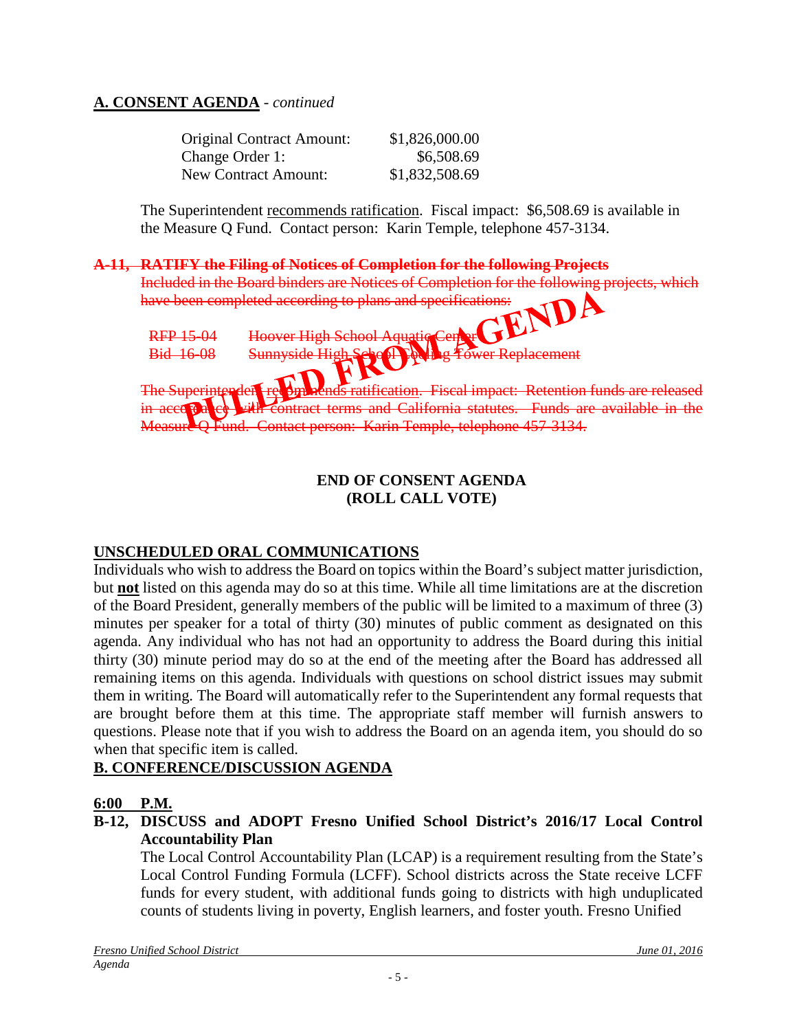## A. CONSENT AGENDA - *continued*

| | |
|---|---|
| Original Contract Amount: | $1,826,000.00 |
| Change Order 1: | $6,508.69 |
| New Contract Amount: | $1,832,508.69 |

The Superintendent recommends ratification. Fiscal impact: $6,508.69 is available in the Measure Q Fund. Contact person: Karin Temple, telephone 457-3134.

~~**A-11, RATIFY the Filing of Notices of Completion for the following Projects**~~
~~Included in the Board binders are Notices of Completion for the following projects, which have been completed according to plans and specifications:~~

| | |
|---|---|
| ~~RFP 15-04~~ | ~~Hoover High School Aquatic Center~~ |
| ~~Bid 16-08~~ | ~~Sunnyside High School Cooling Tower Replacement~~ |

~~The Superintendent recommends ratification. Fiscal impact: Retention funds are released in accordance with contract terms and California statutes. Funds are available in the Measure Q Fund. Contact person: Karin Temple, telephone 457-3134.~~

**PULLED FROM AGENDA**

**END OF CONSENT AGENDA**
**(ROLL CALL VOTE)**

## UNSCHEDULED ORAL COMMUNICATIONS

Individuals who wish to address the Board on topics within the Board's subject matter jurisdiction, but **not** listed on this agenda may do so at this time. While all time limitations are at the discretion of the Board President, generally members of the public will be limited to a maximum of three (3) minutes per speaker for a total of thirty (30) minutes of public comment as designated on this agenda. Any individual who has not had an opportunity to address the Board during this initial thirty (30) minute period may do so at the end of the meeting after the Board has addressed all remaining items on this agenda. Individuals with questions on school district issues may submit them in writing. The Board will automatically refer to the Superintendent any formal requests that are brought before them at this time. The appropriate staff member will furnish answers to questions. Please note that if you wish to address the Board on an agenda item, you should do so when that specific item is called.

## B. CONFERENCE/DISCUSSION AGENDA

**6:00 P.M.**

**B-12, DISCUSS and ADOPT Fresno Unified School District's 2016/17 Local Control Accountability Plan**
The Local Control Accountability Plan (LCAP) is a requirement resulting from the State's Local Control Funding Formula (LCFF). School districts across the State receive LCFF funds for every student, with additional funds going to districts with high unduplicated counts of students living in poverty, English learners, and foster youth. Fresno Unified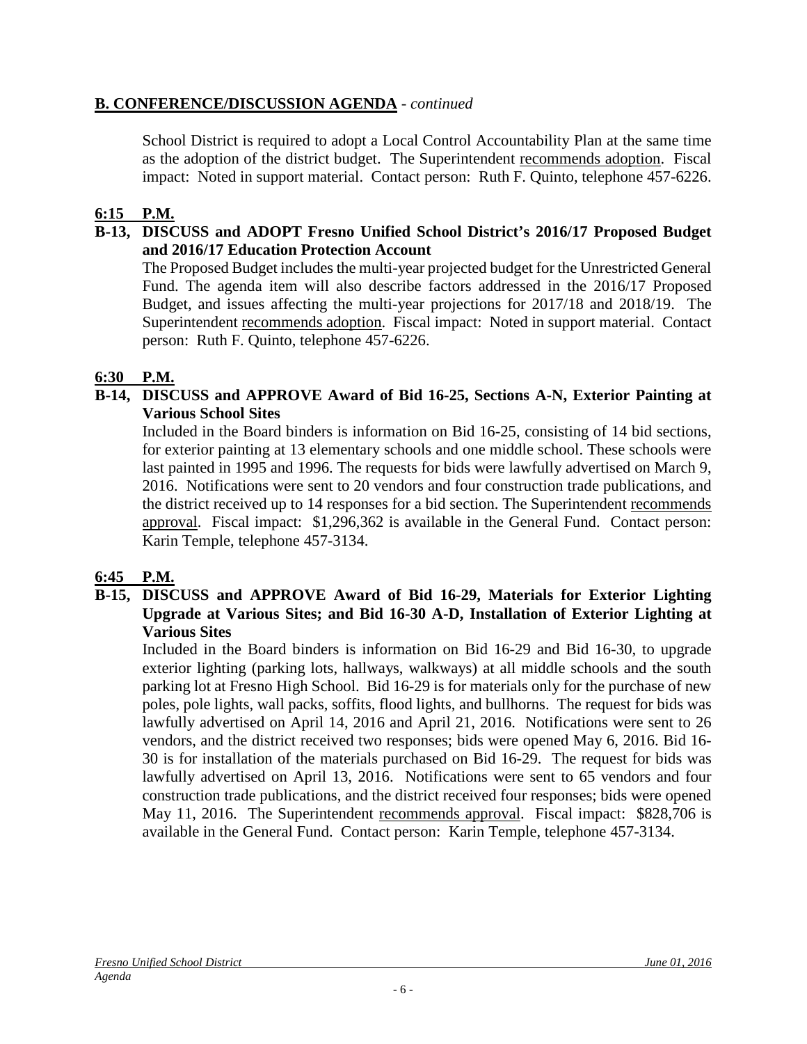## B. CONFERENCE/DISCUSSION AGENDA - *continued*

School District is required to adopt a Local Control Accountability Plan at the same time as the adoption of the district budget. The Superintendent recommends adoption. Fiscal impact: Noted in support material. Contact person: Ruth F. Quinto, telephone 457-6226.

**6:15 P.M.**

**B-13, DISCUSS and ADOPT Fresno Unified School District's 2016/17 Proposed Budget and 2016/17 Education Protection Account**

The Proposed Budget includes the multi-year projected budget for the Unrestricted General Fund. The agenda item will also describe factors addressed in the 2016/17 Proposed Budget, and issues affecting the multi-year projections for 2017/18 and 2018/19. The Superintendent recommends adoption. Fiscal impact: Noted in support material. Contact person: Ruth F. Quinto, telephone 457-6226.

**6:30 P.M.**

**B-14, DISCUSS and APPROVE Award of Bid 16-25, Sections A-N, Exterior Painting at Various School Sites**

Included in the Board binders is information on Bid 16-25, consisting of 14 bid sections, for exterior painting at 13 elementary schools and one middle school. These schools were last painted in 1995 and 1996. The requests for bids were lawfully advertised on March 9, 2016. Notifications were sent to 20 vendors and four construction trade publications, and the district received up to 14 responses for a bid section. The Superintendent recommends approval. Fiscal impact: $1,296,362 is available in the General Fund. Contact person: Karin Temple, telephone 457-3134.

**6:45 P.M.**

**B-15, DISCUSS and APPROVE Award of Bid 16-29, Materials for Exterior Lighting Upgrade at Various Sites; and Bid 16-30 A-D, Installation of Exterior Lighting at Various Sites**

Included in the Board binders is information on Bid 16-29 and Bid 16-30, to upgrade exterior lighting (parking lots, hallways, walkways) at all middle schools and the south parking lot at Fresno High School. Bid 16-29 is for materials only for the purchase of new poles, pole lights, wall packs, soffits, flood lights, and bullhorns. The request for bids was lawfully advertised on April 14, 2016 and April 21, 2016. Notifications were sent to 26 vendors, and the district received two responses; bids were opened May 6, 2016. Bid 16-30 is for installation of the materials purchased on Bid 16-29. The request for bids was lawfully advertised on April 13, 2016. Notifications were sent to 65 vendors and four construction trade publications, and the district received four responses; bids were opened May 11, 2016. The Superintendent recommends approval. Fiscal impact: $828,706 is available in the General Fund. Contact person: Karin Temple, telephone 457-3134.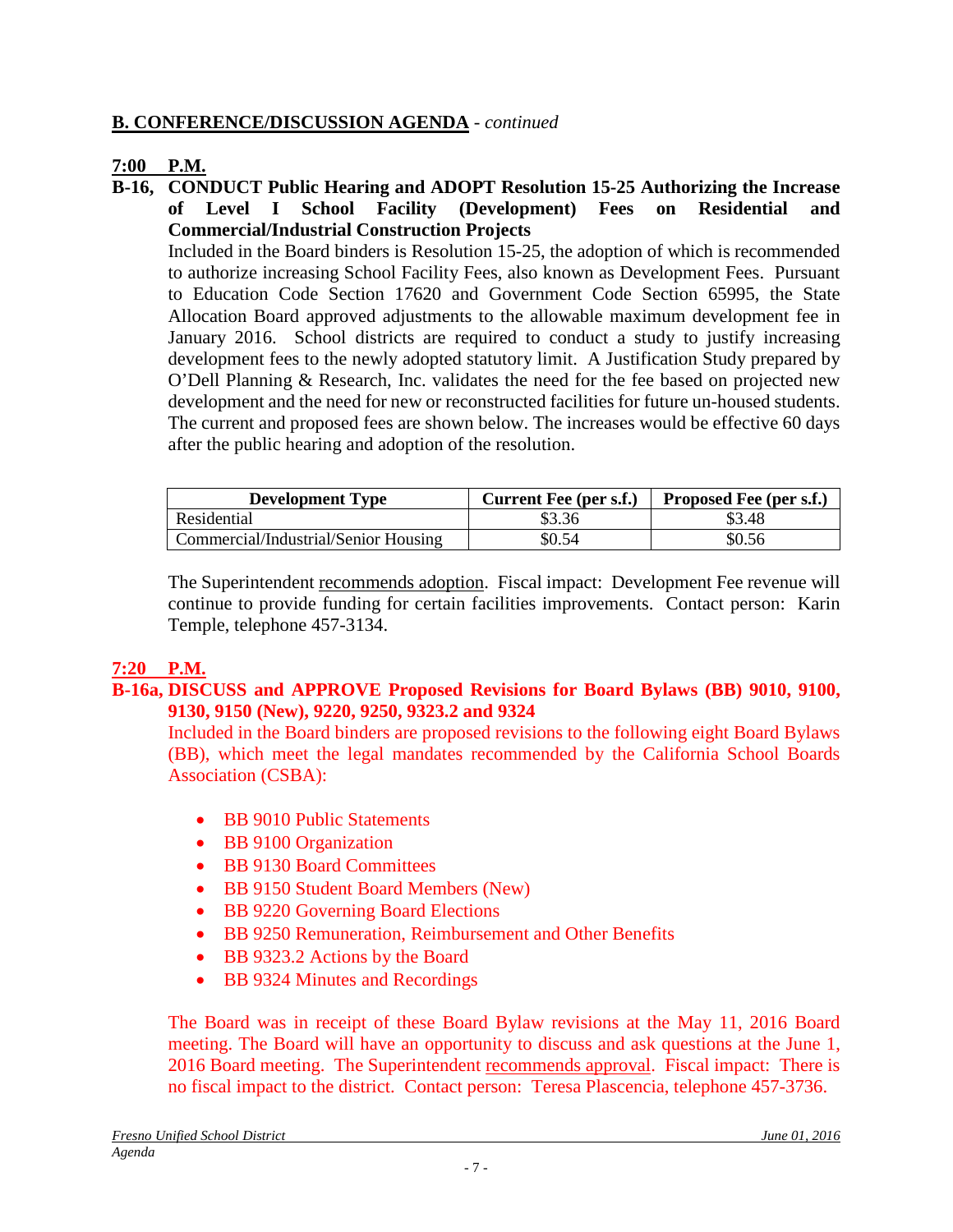## B. CONFERENCE/DISCUSSION AGENDA - *continued*

**7:00 P.M.**

**B-16, CONDUCT Public Hearing and ADOPT Resolution 15-25 Authorizing the Increase of Level I School Facility (Development) Fees on Residential and Commercial/Industrial Construction Projects**

Included in the Board binders is Resolution 15-25, the adoption of which is recommended to authorize increasing School Facility Fees, also known as Development Fees. Pursuant to Education Code Section 17620 and Government Code Section 65995, the State Allocation Board approved adjustments to the allowable maximum development fee in January 2016. School districts are required to conduct a study to justify increasing development fees to the newly adopted statutory limit. A Justification Study prepared by O'Dell Planning & Research, Inc. validates the need for the fee based on projected new development and the need for new or reconstructed facilities for future un-housed students. The current and proposed fees are shown below. The increases would be effective 60 days after the public hearing and adoption of the resolution.

| Development Type | Current Fee (per s.f.) | Proposed Fee (per s.f.) |
|---|---|---|
| Residential | $3.36 | $3.48 |
| Commercial/Industrial/Senior Housing | $0.54 | $0.56 |

The Superintendent recommends adoption. Fiscal impact: Development Fee revenue will continue to provide funding for certain facilities improvements. Contact person: Karin Temple, telephone 457-3134.

**7:20 P.M.**

**B-16a, DISCUSS and APPROVE Proposed Revisions for Board Bylaws (BB) 9010, 9100, 9130, 9150 (New), 9220, 9250, 9323.2 and 9324**

Included in the Board binders are proposed revisions to the following eight Board Bylaws (BB), which meet the legal mandates recommended by the California School Boards Association (CSBA):

- BB 9010 Public Statements
- BB 9100 Organization
- BB 9130 Board Committees
- BB 9150 Student Board Members (New)
- BB 9220 Governing Board Elections
- BB 9250 Remuneration, Reimbursement and Other Benefits
- BB 9323.2 Actions by the Board
- BB 9324 Minutes and Recordings

The Board was in receipt of these Board Bylaw revisions at the May 11, 2016 Board meeting. The Board will have an opportunity to discuss and ask questions at the June 1, 2016 Board meeting. The Superintendent recommends approval. Fiscal impact: There is no fiscal impact to the district. Contact person: Teresa Plascencia, telephone 457-3736.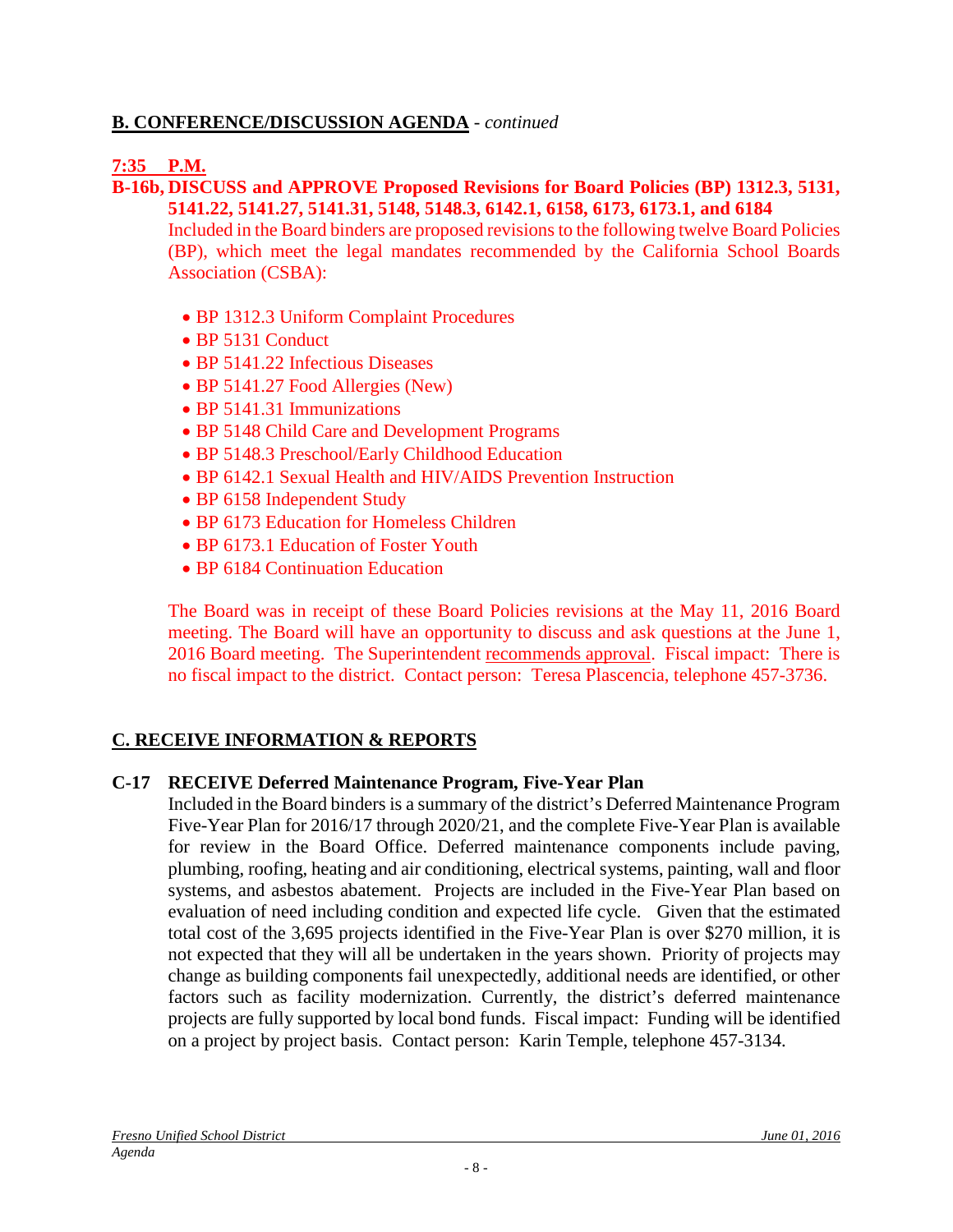## **B. CONFERENCE/DISCUSSION AGENDA** - *continued*

**7:35 P.M.**

**B-16b, DISCUSS and APPROVE Proposed Revisions for Board Policies (BP) 1312.3, 5131, 5141.22, 5141.27, 5141.31, 5148, 5148.3, 6142.1, 6158, 6173, 6173.1, and 6184**

Included in the Board binders are proposed revisions to the following twelve Board Policies (BP), which meet the legal mandates recommended by the California School Boards Association (CSBA):

- BP 1312.3 Uniform Complaint Procedures
- BP 5131 Conduct
- BP 5141.22 Infectious Diseases
- BP 5141.27 Food Allergies (New)
- BP 5141.31 Immunizations
- BP 5148 Child Care and Development Programs
- BP 5148.3 Preschool/Early Childhood Education
- BP 6142.1 Sexual Health and HIV/AIDS Prevention Instruction
- BP 6158 Independent Study
- BP 6173 Education for Homeless Children
- BP 6173.1 Education of Foster Youth
- BP 6184 Continuation Education

The Board was in receipt of these Board Policies revisions at the May 11, 2016 Board meeting. The Board will have an opportunity to discuss and ask questions at the June 1, 2016 Board meeting. The Superintendent recommends approval. Fiscal impact: There is no fiscal impact to the district. Contact person: Teresa Plascencia, telephone 457-3736.

## **C. RECEIVE INFORMATION & REPORTS**

**C-17 RECEIVE Deferred Maintenance Program, Five-Year Plan**

Included in the Board binders is a summary of the district's Deferred Maintenance Program Five-Year Plan for 2016/17 through 2020/21, and the complete Five-Year Plan is available for review in the Board Office. Deferred maintenance components include paving, plumbing, roofing, heating and air conditioning, electrical systems, painting, wall and floor systems, and asbestos abatement. Projects are included in the Five-Year Plan based on evaluation of need including condition and expected life cycle. Given that the estimated total cost of the 3,695 projects identified in the Five-Year Plan is over $270 million, it is not expected that they will all be undertaken in the years shown. Priority of projects may change as building components fail unexpectedly, additional needs are identified, or other factors such as facility modernization. Currently, the district's deferred maintenance projects are fully supported by local bond funds. Fiscal impact: Funding will be identified on a project by project basis. Contact person: Karin Temple, telephone 457-3134.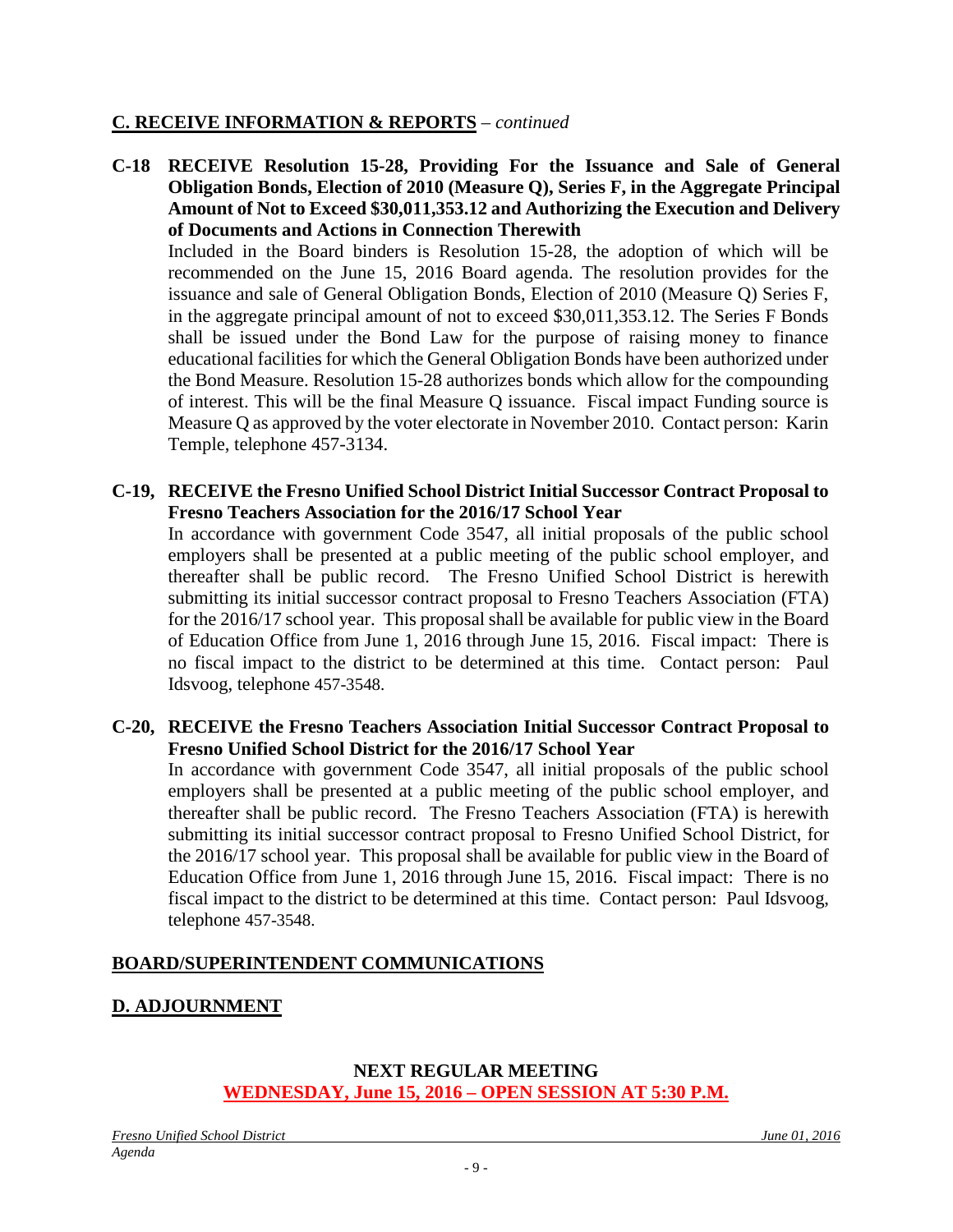## C. RECEIVE INFORMATION & REPORTS – *continued*

**C-18 RECEIVE Resolution 15-28, Providing For the Issuance and Sale of General Obligation Bonds, Election of 2010 (Measure Q), Series F, in the Aggregate Principal Amount of Not to Exceed $30,011,353.12 and Authorizing the Execution and Delivery of Documents and Actions in Connection Therewith**

Included in the Board binders is Resolution 15-28, the adoption of which will be recommended on the June 15, 2016 Board agenda. The resolution provides for the issuance and sale of General Obligation Bonds, Election of 2010 (Measure Q) Series F, in the aggregate principal amount of not to exceed $30,011,353.12. The Series F Bonds shall be issued under the Bond Law for the purpose of raising money to finance educational facilities for which the General Obligation Bonds have been authorized under the Bond Measure. Resolution 15-28 authorizes bonds which allow for the compounding of interest. This will be the final Measure Q issuance. Fiscal impact Funding source is Measure Q as approved by the voter electorate in November 2010. Contact person: Karin Temple, telephone 457-3134.

**C-19, RECEIVE the Fresno Unified School District Initial Successor Contract Proposal to Fresno Teachers Association for the 2016/17 School Year**

In accordance with government Code 3547, all initial proposals of the public school employers shall be presented at a public meeting of the public school employer, and thereafter shall be public record. The Fresno Unified School District is herewith submitting its initial successor contract proposal to Fresno Teachers Association (FTA) for the 2016/17 school year. This proposal shall be available for public view in the Board of Education Office from June 1, 2016 through June 15, 2016. Fiscal impact: There is no fiscal impact to the district to be determined at this time. Contact person: Paul Idsvoog, telephone 457-3548.

**C-20, RECEIVE the Fresno Teachers Association Initial Successor Contract Proposal to Fresno Unified School District for the 2016/17 School Year**

In accordance with government Code 3547, all initial proposals of the public school employers shall be presented at a public meeting of the public school employer, and thereafter shall be public record. The Fresno Teachers Association (FTA) is herewith submitting its initial successor contract proposal to Fresno Unified School District, for the 2016/17 school year. This proposal shall be available for public view in the Board of Education Office from June 1, 2016 through June 15, 2016. Fiscal impact: There is no fiscal impact to the district to be determined at this time. Contact person: Paul Idsvoog, telephone 457-3548.

## BOARD/SUPERINTENDENT COMMUNICATIONS

## D. ADJOURNMENT

**NEXT REGULAR MEETING**
**WEDNESDAY, June 15, 2016 – OPEN SESSION AT 5:30 P.M.**